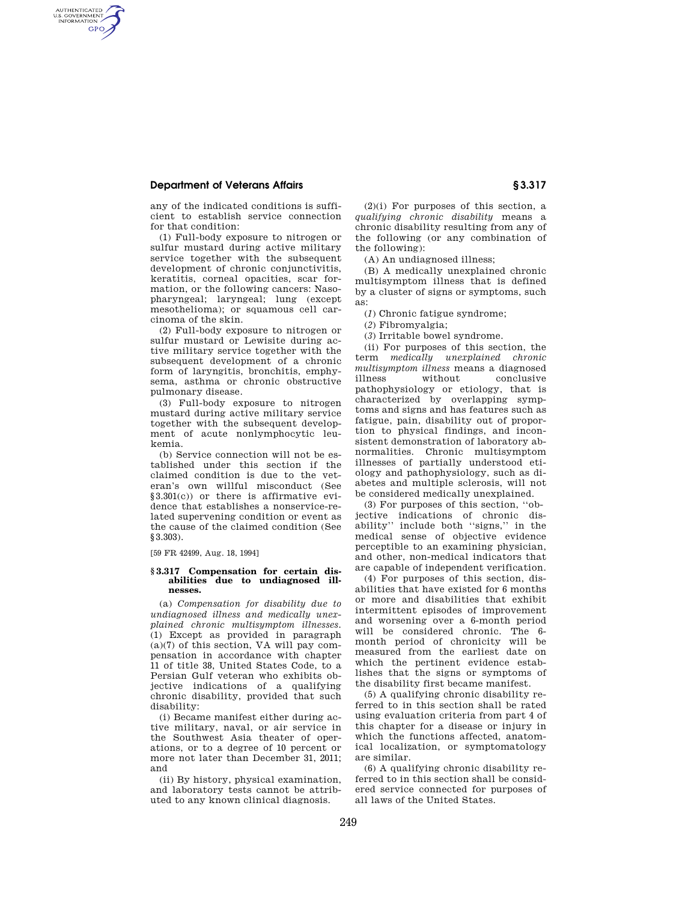any of the indicated conditions is sufficient to establish service connection for that condition:

(1) Full-body exposure to nitrogen or sulfur mustard during active military service together with the subsequent development of chronic conjunctivitis, keratitis, corneal opacities, scar formation, or the following cancers: Nasopharyngeal; laryngeal; lung (except mesothelioma); or squamous cell carcinoma of the skin.

(2) Full-body exposure to nitrogen or sulfur mustard or Lewisite during active military service together with the subsequent development of a chronic form of laryngitis, bronchitis, emphysema, asthma or chronic obstructive pulmonary disease.

(3) Full-body exposure to nitrogen mustard during active military service together with the subsequent development of acute nonlymphocytic leukemia.

(b) Service connection will not be established under this section if the claimed condition is due to the veteran's own willful misconduct (See §3.301(c)) or there is affirmative evidence that establishes a nonservice-related supervening condition or event as the cause of the claimed condition (See §3.303).

[59 FR 42499, Aug. 18, 1994]

## §3.317 Compensation for certain disabilities due to undiagnosed illnesses.

(a) *Compensation for disability due to undiagnosed illness and medically unexplained chronic multisymptom illnesses.* (1) Except as provided in paragraph (a)(7) of this section, VA will pay compensation in accordance with chapter 11 of title 38, United States Code, to a Persian Gulf veteran who exhibits objective indications of a qualifying chronic disability, provided that such disability:

(i) Became manifest either during active military, naval, or air service in the Southwest Asia theater of operations, or to a degree of 10 percent or more not later than December 31, 2011; and

(ii) By history, physical examination, and laboratory tests cannot be attributed to any known clinical diagnosis.

(2)(i) For purposes of this section, a *qualifying chronic disability* means a chronic disability resulting from any of the following (or any combination of the following):

(A) An undiagnosed illness;

(B) A medically unexplained chronic multisymptom illness that is defined by a cluster of signs or symptoms, such as:

(*1*) Chronic fatigue syndrome;

(*2*) Fibromyalgia;

(*3*) Irritable bowel syndrome.

(ii) For purposes of this section, the term *medically unexplained chronic multisymptom illness* means a diagnosed illness without conclusive pathophysiology or etiology, that is characterized by overlapping symptoms and signs and has features such as fatigue, pain, disability out of proportion to physical findings, and inconsistent demonstration of laboratory abnormalities. Chronic multisymptom illnesses of partially understood etiology and pathophysiology, such as diabetes and multiple sclerosis, will not be considered medically unexplained.

(3) For purposes of this section, "objective indications of chronic disability" include both "signs," in the medical sense of objective evidence perceptible to an examining physician, and other, non-medical indicators that are capable of independent verification.

(4) For purposes of this section, disabilities that have existed for 6 months or more and disabilities that exhibit intermittent episodes of improvement and worsening over a 6-month period will be considered chronic. The 6-month period of chronicity will be measured from the earliest date on which the pertinent evidence establishes that the signs or symptoms of the disability first became manifest.

(5) A qualifying chronic disability referred to in this section shall be rated using evaluation criteria from part 4 of this chapter for a disease or injury in which the functions affected, anatomical localization, or symptomatology are similar.

(6) A qualifying chronic disability referred to in this section shall be considered service connected for purposes of all laws of the United States.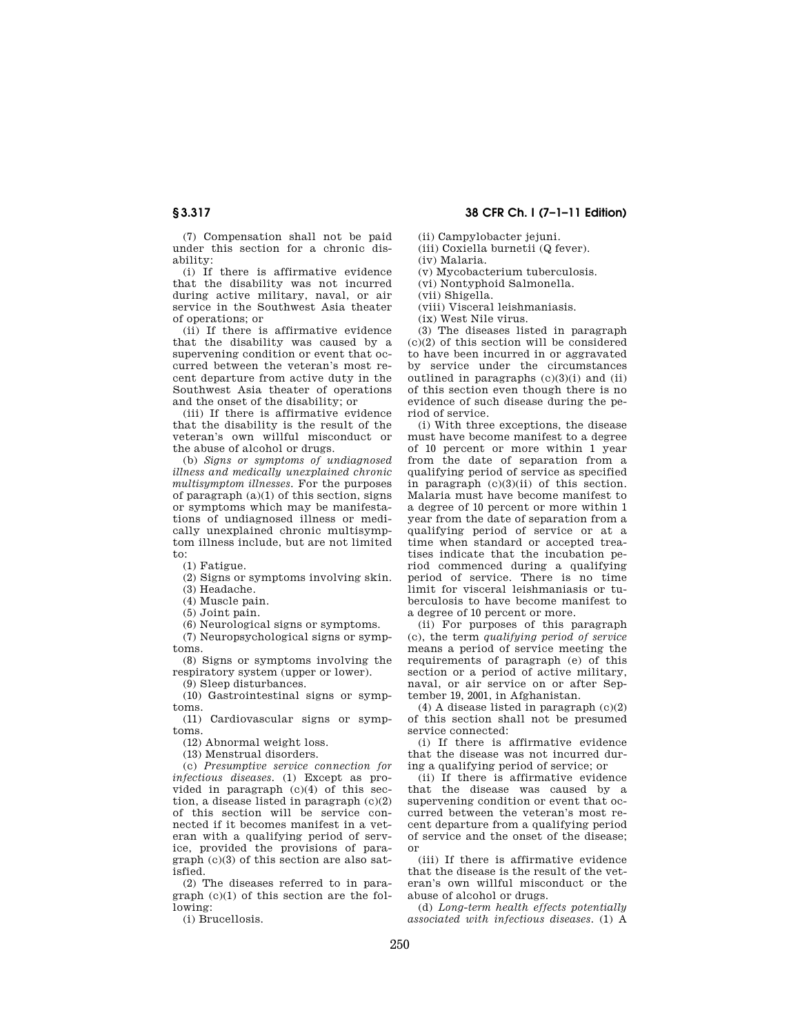(7) Compensation shall not be paid under this section for a chronic disability:

(i) If there is affirmative evidence that the disability was not incurred during active military, naval, or air service in the Southwest Asia theater of operations; or

(ii) If there is affirmative evidence that the disability was caused by a supervening condition or event that occurred between the veteran's most recent departure from active duty in the Southwest Asia theater of operations and the onset of the disability; or

(iii) If there is affirmative evidence that the disability is the result of the veteran's own willful misconduct or the abuse of alcohol or drugs.

(b) *Signs or symptoms of undiagnosed illness and medically unexplained chronic multisymptom illnesses.* For the purposes of paragraph (a)(1) of this section, signs or symptoms which may be manifestations of undiagnosed illness or medically unexplained chronic multisymptom illness include, but are not limited to:

(1) Fatigue.

(2) Signs or symptoms involving skin.

(3) Headache.

(4) Muscle pain.

(5) Joint pain.

(6) Neurological signs or symptoms.

(7) Neuropsychological signs or symptoms.

(8) Signs or symptoms involving the respiratory system (upper or lower).

(9) Sleep disturbances.

(10) Gastrointestinal signs or symptoms.

(11) Cardiovascular signs or symptoms.

(12) Abnormal weight loss.

(13) Menstrual disorders.

(c) *Presumptive service connection for infectious diseases.* (1) Except as provided in paragraph (c)(4) of this section, a disease listed in paragraph (c)(2) of this section will be service connected if it becomes manifest in a veteran with a qualifying period of service, provided the provisions of paragraph (c)(3) of this section are also satisfied.

(2) The diseases referred to in paragraph (c)(1) of this section are the following:

(i) Brucellosis.

(ii) Campylobacter jejuni.

(iii) Coxiella burnetii (Q fever).

(iv) Malaria.

(v) Mycobacterium tuberculosis.

(vi) Nontyphoid Salmonella.

(vii) Shigella.

(viii) Visceral leishmaniasis.

(ix) West Nile virus.

(3) The diseases listed in paragraph (c)(2) of this section will be considered to have been incurred in or aggravated by service under the circumstances outlined in paragraphs (c)(3)(i) and (ii) of this section even though there is no evidence of such disease during the period of service.

(i) With three exceptions, the disease must have become manifest to a degree of 10 percent or more within 1 year from the date of separation from a qualifying period of service as specified in paragraph (c)(3)(ii) of this section. Malaria must have become manifest to a degree of 10 percent or more within 1 year from the date of separation from a qualifying period of service or at a time when standard or accepted treatises indicate that the incubation period commenced during a qualifying period of service. There is no time limit for visceral leishmaniasis or tuberculosis to have become manifest to a degree of 10 percent or more.

(ii) For purposes of this paragraph (c), the term *qualifying period of service* means a period of service meeting the requirements of paragraph (e) of this section or a period of active military, naval, or air service on or after September 19, 2001, in Afghanistan.

(4) A disease listed in paragraph (c)(2) of this section shall not be presumed service connected:

(i) If there is affirmative evidence that the disease was not incurred during a qualifying period of service; or

(ii) If there is affirmative evidence that the disease was caused by a supervening condition or event that occurred between the veteran's most recent departure from a qualifying period of service and the onset of the disease; or

(iii) If there is affirmative evidence that the disease is the result of the veteran's own willful misconduct or the abuse of alcohol or drugs.

(d) *Long-term health effects potentially associated with infectious diseases.* (1) A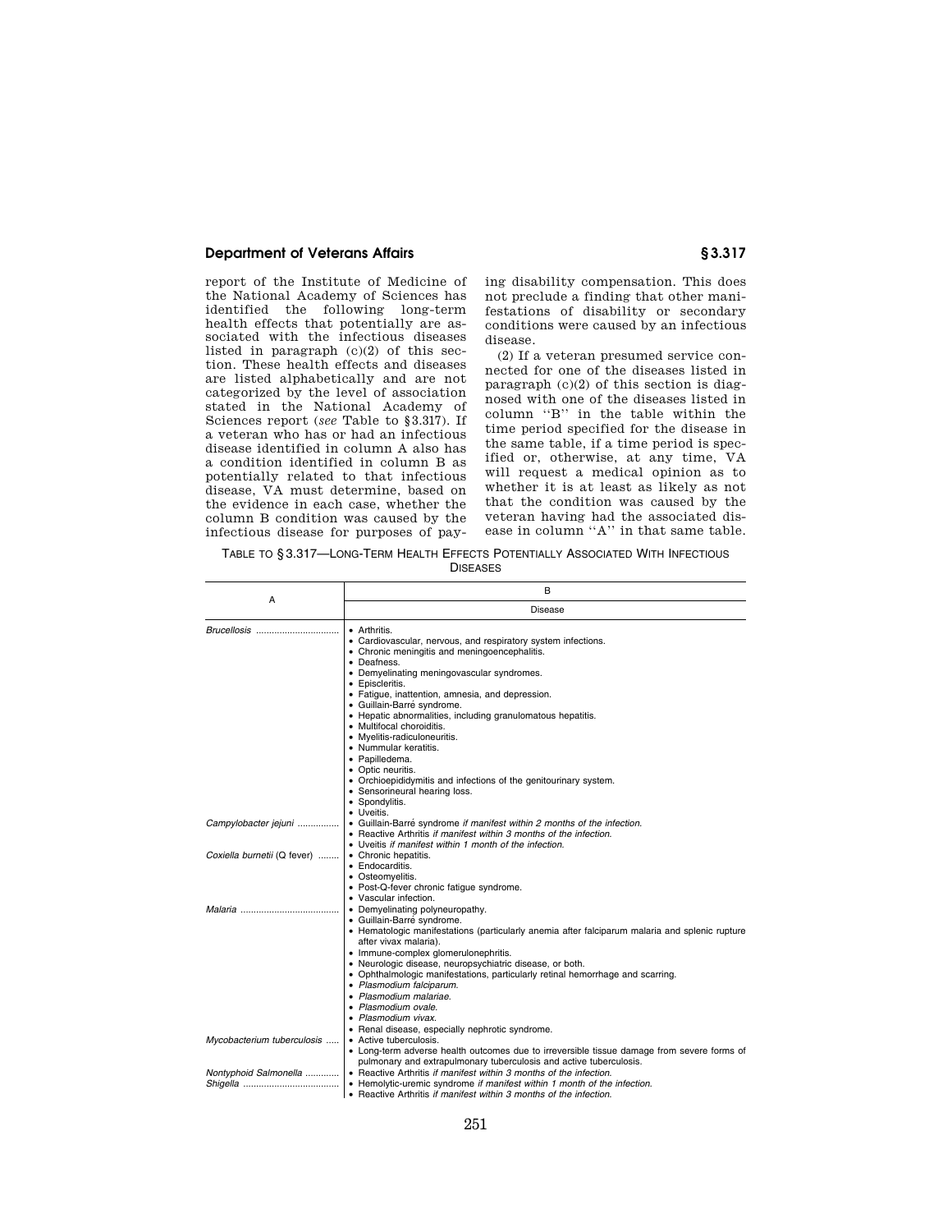report of the Institute of Medicine of the National Academy of Sciences has identified the following long-term health effects that potentially are associated with the infectious diseases listed in paragraph (c)(2) of this section. These health effects and diseases are listed alphabetically and are not categorized by the level of association stated in the National Academy of Sciences report (*see* Table to §3.317). If a veteran who has or had an infectious disease identified in column A also has a condition identified in column B as potentially related to that infectious disease, VA must determine, based on the evidence in each case, whether the column B condition was caused by the infectious disease for purposes of paying disability compensation. This does not preclude a finding that other manifestations of disability or secondary conditions were caused by an infectious disease.

(2) If a veteran presumed service connected for one of the diseases listed in paragraph (c)(2) of this section is diagnosed with one of the diseases listed in column "B" in the table within the time period specified for the disease in the same table, if a time period is specified or, otherwise, at any time, VA will request a medical opinion as to whether it is at least as likely as not that the condition was caused by the veteran having had the associated disease in column "A" in that same table.

TABLE TO §3.317—LONG-TERM HEALTH EFFECTS POTENTIALLY ASSOCIATED WITH INFECTIOUS DISEASES

| A | B |
|---|---|
| | Disease |
| *Brucellosis* | • Arthritis.<br>• Cardiovascular, nervous, and respiratory system infections.<br>• Chronic meningitis and meningoencephalitis.<br>• Deafness.<br>• Demyelinating meningovascular syndromes.<br>• Episcleritis.<br>• Fatigue, inattention, amnesia, and depression.<br>• Guillain-Barré syndrome.<br>• Hepatic abnormalities, including granulomatous hepatitis.<br>• Multifocal choroiditis.<br>• Myelitis-radiculoneuritis.<br>• Nummular keratitis.<br>• Papilledema.<br>• Optic neuritis.<br>• Orchioepididymitis and infections of the genitourinary system.<br>• Sensorineural hearing loss.<br>• Spondylitis.<br>• Uveitis. |
| *Campylobacter jejuni* | • Guillain-Barré syndrome *if manifest within 2 months of the infection.*<br>• Reactive Arthritis *if manifest within 3 months of the infection.*<br>• Uveitis *if manifest within 1 month of the infection.* |
| *Coxiella burnetii* (Q fever) | • Chronic hepatitis.<br>• Endocarditis.<br>• Osteomyelitis.<br>• Post-Q-fever chronic fatigue syndrome.<br>• Vascular infection. |
| *Malaria* | • Demyelinating polyneuropathy.<br>• Guillain-Barré syndrome.<br>• Hematologic manifestations (particularly anemia after falciparum malaria and splenic rupture after vivax malaria).<br>• Immune-complex glomerulonephritis.<br>• Neurologic disease, neuropsychiatric disease, or both.<br>• Ophthalmologic manifestations, particularly retinal hemorrhage and scarring.<br>• *Plasmodium falciparum.*<br>• *Plasmodium malariae.*<br>• *Plasmodium ovale.*<br>• *Plasmodium vivax.*<br>• Renal disease, especially nephrotic syndrome. |
| *Mycobacterium tuberculosis* | • Active tuberculosis.<br>• Long-term adverse health outcomes due to irreversible tissue damage from severe forms of pulmonary and extrapulmonary tuberculosis and active tuberculosis. |
| *Nontyphoid Salmonella* | • Reactive Arthritis *if manifest within 3 months of the infection.* |
| *Shigella* | • Hemolytic-uremic syndrome *if manifest within 1 month of the infection.*<br>• Reactive Arthritis *if manifest within 3 months of the infection.* |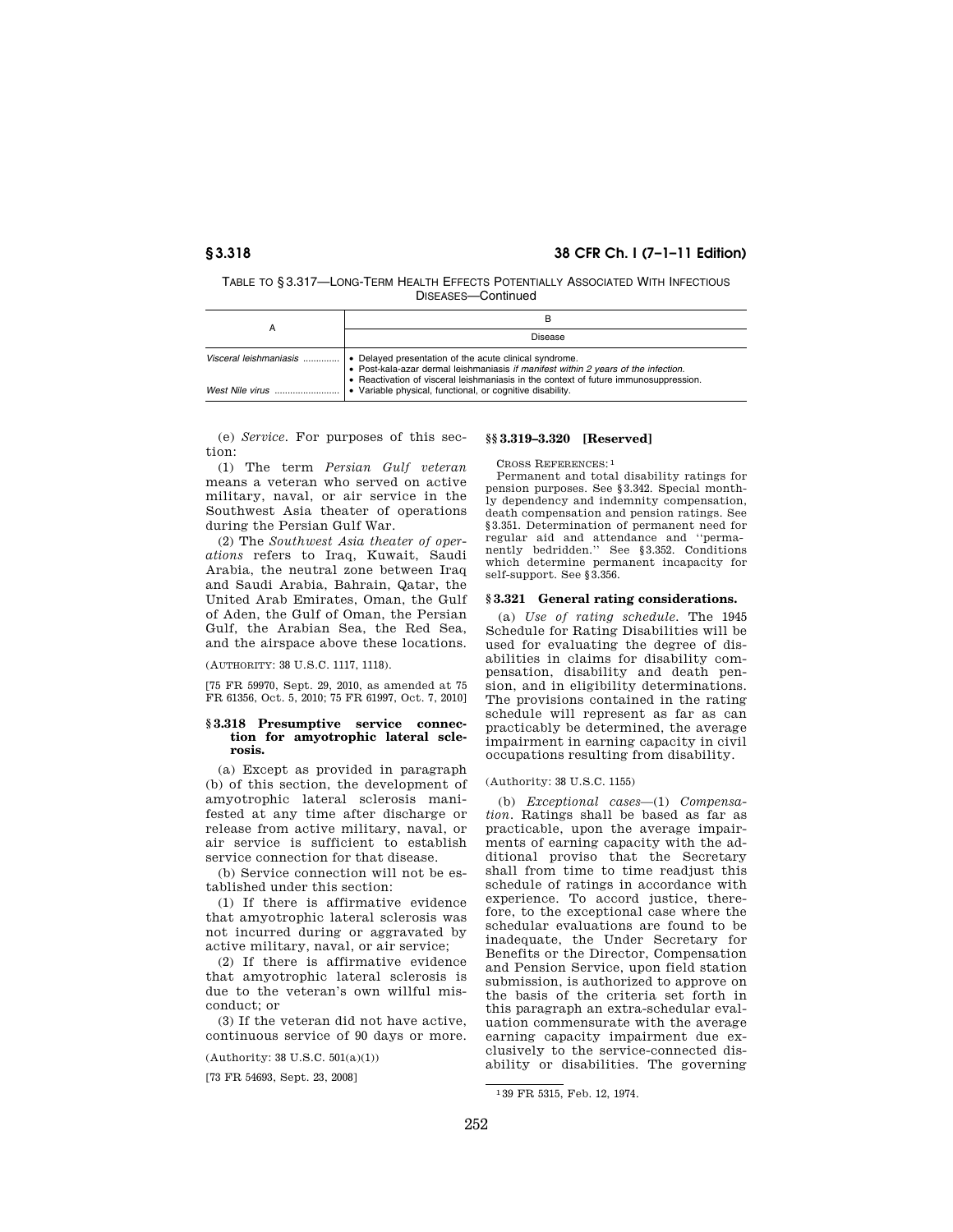TABLE TO § 3.317—LONG-TERM HEALTH EFFECTS POTENTIALLY ASSOCIATED WITH INFECTIOUS DISEASES—Continued

| A | B |
| --- | --- |
| | Disease |
| *Visceral leishmaniasis* | • Delayed presentation of the acute clinical syndrome.<br>• Post-kala-azar dermal leishmaniasis *if manifest within 2 years of the infection.*<br>• Reactivation of visceral leishmaniasis in the context of future immunosuppression. |
| *West Nile virus* | • Variable physical, functional, or cognitive disability. |

(e) *Service.* For purposes of this section:

(1) The term *Persian Gulf veteran* means a veteran who served on active military, naval, or air service in the Southwest Asia theater of operations during the Persian Gulf War.

(2) The *Southwest Asia theater of operations* refers to Iraq, Kuwait, Saudi Arabia, the neutral zone between Iraq and Saudi Arabia, Bahrain, Qatar, the United Arab Emirates, Oman, the Gulf of Aden, the Gulf of Oman, the Persian Gulf, the Arabian Sea, the Red Sea, and the airspace above these locations.

(AUTHORITY: 38 U.S.C. 1117, 1118).

[75 FR 59970, Sept. 29, 2010, as amended at 75 FR 61356, Oct. 5, 2010; 75 FR 61997, Oct. 7, 2010]

## § 3.318 Presumptive service connection for amyotrophic lateral sclerosis.

(a) Except as provided in paragraph (b) of this section, the development of amyotrophic lateral sclerosis manifested at any time after discharge or release from active military, naval, or air service is sufficient to establish service connection for that disease.

(b) Service connection will not be established under this section:

(1) If there is affirmative evidence that amyotrophic lateral sclerosis was not incurred during or aggravated by active military, naval, or air service;

(2) If there is affirmative evidence that amyotrophic lateral sclerosis is due to the veteran's own willful misconduct; or

(3) If the veteran did not have active, continuous service of 90 days or more.

(Authority: 38 U.S.C. 501(a)(1))

[73 FR 54693, Sept. 23, 2008]

## §§ 3.319–3.320 [Reserved]

CROSS REFERENCES:[1]

Permanent and total disability ratings for pension purposes. See § 3.342. Special monthly dependency and indemnity compensation, death compensation and pension ratings. See § 3.351. Determination of permanent need for regular aid and attendance and "permanently bedridden." See § 3.352. Conditions which determine permanent incapacity for self-support. See § 3.356.

## § 3.321 General rating considerations.

(a) *Use of rating schedule.* The 1945 Schedule for Rating Disabilities will be used for evaluating the degree of disabilities in claims for disability compensation, disability and death pension, and in eligibility determinations. The provisions contained in the rating schedule will represent as far as can practicably be determined, the average impairment in earning capacity in civil occupations resulting from disability.

(Authority: 38 U.S.C. 1155)

(b) *Exceptional cases*—(1) *Compensation.* Ratings shall be based as far as practicable, upon the average impairments of earning capacity with the additional proviso that the Secretary shall from time to time readjust this schedule of ratings in accordance with experience. To accord justice, therefore, to the exceptional case where the schedular evaluations are found to be inadequate, the Under Secretary for Benefits or the Director, Compensation and Pension Service, upon field station submission, is authorized to approve on the basis of the criteria set forth in this paragraph an extra-schedular evaluation commensurate with the average earning capacity impairment due exclusively to the service-connected disability or disabilities. The governing

[1] 39 FR 5315, Feb. 12, 1974.